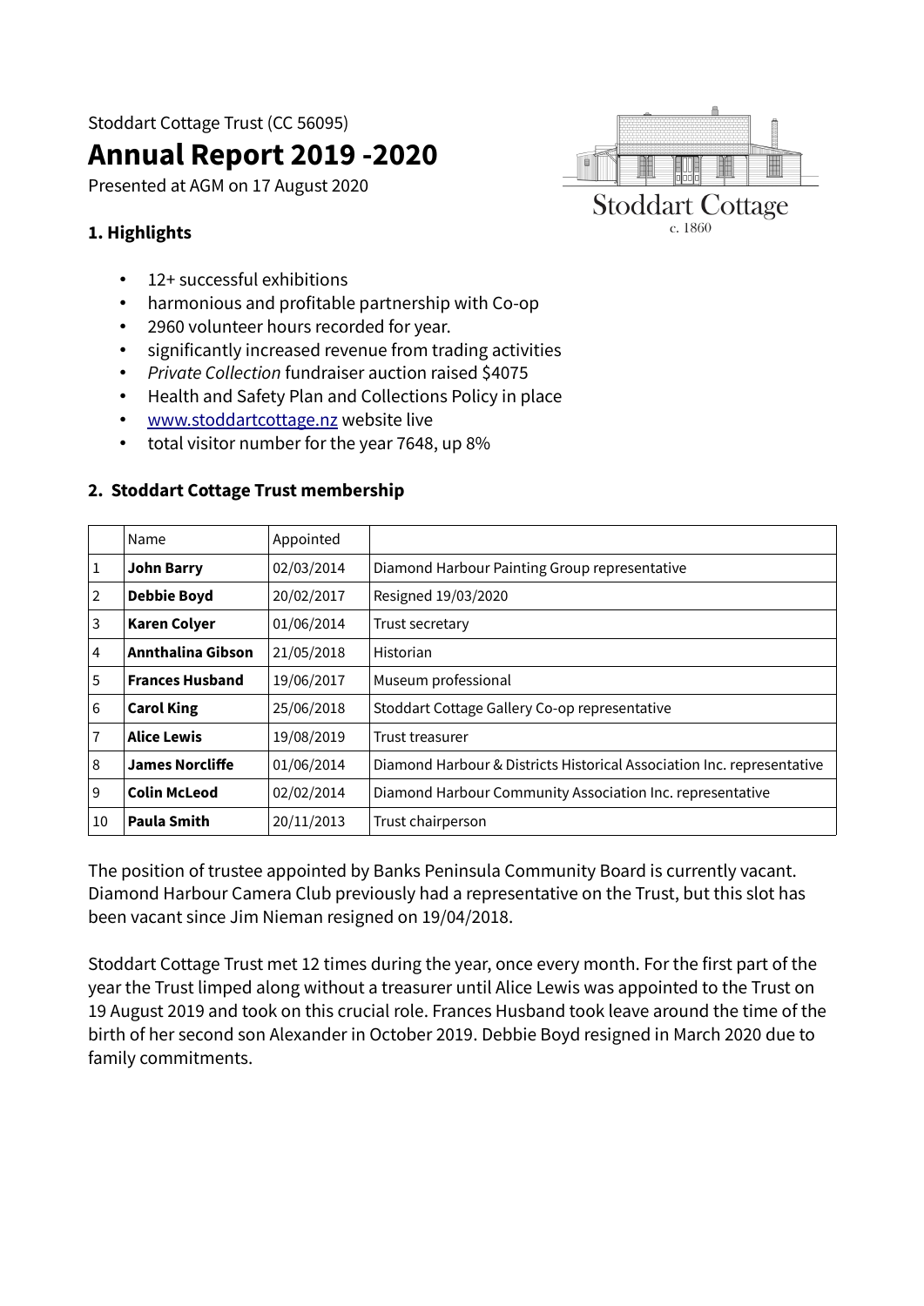Stoddart Cottage Trust (CC 56095)

# Annual Report 2019 -2020

Presented at AGM on 17 August 2020

Stoddart Cottage
c. 1860

## 1. Highlights

- 12+ successful exhibitions
- harmonious and profitable partnership with Co-op
- 2960 volunteer hours recorded for year.
- significantly increased revenue from trading activities
- *Private Collection* fundraiser auction raised $4075
- Health and Safety Plan and Collections Policy in place
- [www.stoddartcottage.nz](http://www.stoddartcottage.nz) website live
- total visitor number for the year 7648, up 8%

## 2. Stoddart Cottage Trust membership

| | Name | Appointed | |
|---|---|---|---|
| 1 | **John Barry** | 02/03/2014 | Diamond Harbour Painting Group representative |
| 2 | **Debbie Boyd** | 20/02/2017 | Resigned 19/03/2020 |
| 3 | **Karen Colyer** | 01/06/2014 | Trust secretary |
| 4 | **Annthalina Gibson** | 21/05/2018 | Historian |
| 5 | **Frances Husband** | 19/06/2017 | Museum professional |
| 6 | **Carol King** | 25/06/2018 | Stoddart Cottage Gallery Co-op representative |
| 7 | **Alice Lewis** | 19/08/2019 | Trust treasurer |
| 8 | **James Norcliffe** | 01/06/2014 | Diamond Harbour & Districts Historical Association Inc. representative |
| 9 | **Colin McLeod** | 02/02/2014 | Diamond Harbour Community Association Inc. representative |
| 10 | **Paula Smith** | 20/11/2013 | Trust chairperson |

The position of trustee appointed by Banks Peninsula Community Board is currently vacant. Diamond Harbour Camera Club previously had a representative on the Trust, but this slot has been vacant since Jim Nieman resigned on 19/04/2018.

Stoddart Cottage Trust met 12 times during the year, once every month. For the first part of the year the Trust limped along without a treasurer until Alice Lewis was appointed to the Trust on 19 August 2019 and took on this crucial role. Frances Husband took leave around the time of the birth of her second son Alexander in October 2019. Debbie Boyd resigned in March 2020 due to family commitments.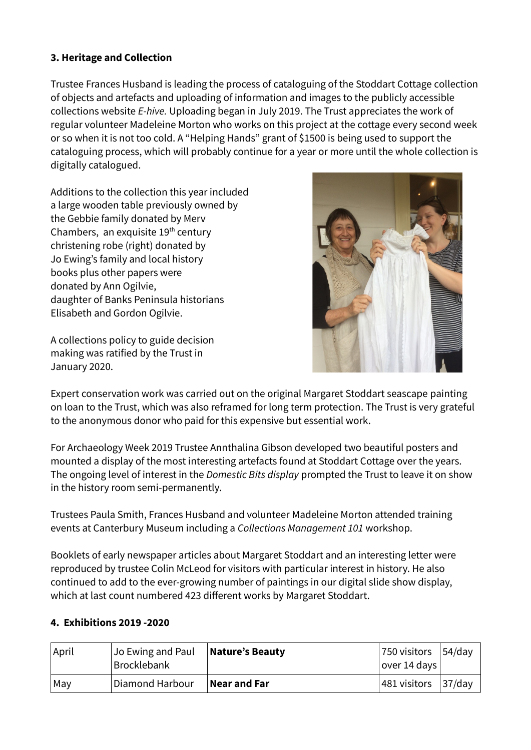### 3. Heritage and Collection

Trustee Frances Husband is leading the process of cataloguing of the Stoddart Cottage collection of objects and artefacts and uploading of information and images to the publicly accessible collections website *E-hive.* Uploading began in July 2019. The Trust appreciates the work of regular volunteer Madeleine Morton who works on this project at the cottage every second week or so when it is not too cold. A "Helping Hands" grant of $1500 is being used to support the cataloguing process, which will probably continue for a year or more until the whole collection is digitally catalogued.

Additions to the collection this year included a large wooden table previously owned by the Gebbie family donated by Merv Chambers, an exquisite 19th century christening robe (right) donated by Jo Ewing's family and local history books plus other papers were donated by Ann Ogilvie, daughter of Banks Peninsula historians Elisabeth and Gordon Ogilvie.

A collections policy to guide decision making was ratified by the Trust in January 2020.

Expert conservation work was carried out on the original Margaret Stoddart seascape painting on loan to the Trust, which was also reframed for long term protection. The Trust is very grateful to the anonymous donor who paid for this expensive but essential work.

For Archaeology Week 2019 Trustee Annthalina Gibson developed two beautiful posters and mounted a display of the most interesting artefacts found at Stoddart Cottage over the years. The ongoing level of interest in the *Domestic Bits display* prompted the Trust to leave it on show in the history room semi-permanently.

Trustees Paula Smith, Frances Husband and volunteer Madeleine Morton attended training events at Canterbury Museum including a *Collections Management 101* workshop.

Booklets of early newspaper articles about Margaret Stoddart and an interesting letter were reproduced by trustee Colin McLeod for visitors with particular interest in history. He also continued to add to the ever-growing number of paintings in our digital slide show display, which at last count numbered 423 different works by Margaret Stoddart.

### 4. Exhibitions 2019 -2020

| April | Jo Ewing and Paul Brocklebank | **Nature's Beauty** | 750 visitors over 14 days | 54/day |
|---|---|---|---|---|
| May | Diamond Harbour | **Near and Far** | 481 visitors | 37/day |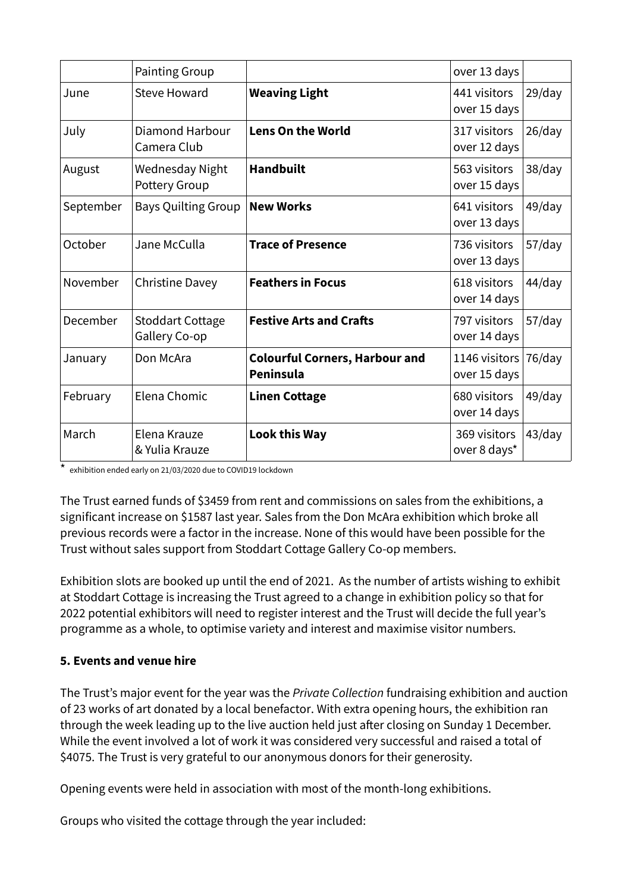|  | Painting Group |  | over 13 days |  |
|---|---|---|---|---|
| June | Steve Howard | **Weaving Light** | 441 visitors over 15 days | 29/day |
| July | Diamond Harbour Camera Club | **Lens On the World** | 317 visitors over 12 days | 26/day |
| August | Wednesday Night Pottery Group | **Handbuilt** | 563 visitors over 15 days | 38/day |
| September | Bays Quilting Group | **New Works** | 641 visitors over 13 days | 49/day |
| October | Jane McCulla | **Trace of Presence** | 736 visitors over 13 days | 57/day |
| November | Christine Davey | **Feathers in Focus** | 618 visitors over 14 days | 44/day |
| December | Stoddart Cottage Gallery Co-op | **Festive Arts and Crafts** | 797 visitors over 14 days | 57/day |
| January | Don McAra | **Colourful Corners, Harbour and Peninsula** | 1146 visitors over 15 days | 76/day |
| February | Elena Chomic | **Linen Cottage** | 680 visitors over 14 days | 49/day |
| March | Elena Krauze & Yulia Krauze | **Look this Way** | 369 visitors over 8 days* | 43/day |

\* exhibition ended early on 21/03/2020 due to COVID19 lockdown

The Trust earned funds of $3459 from rent and commissions on sales from the exhibitions, a significant increase on $1587 last year. Sales from the Don McAra exhibition which broke all previous records were a factor in the increase. None of this would have been possible for the Trust without sales support from Stoddart Cottage Gallery Co-op members.

Exhibition slots are booked up until the end of 2021. As the number of artists wishing to exhibit at Stoddart Cottage is increasing the Trust agreed to a change in exhibition policy so that for 2022 potential exhibitors will need to register interest and the Trust will decide the full year's programme as a whole, to optimise variety and interest and maximise visitor numbers.

**5. Events and venue hire**

The Trust's major event for the year was the *Private Collection* fundraising exhibition and auction of 23 works of art donated by a local benefactor. With extra opening hours, the exhibition ran through the week leading up to the live auction held just after closing on Sunday 1 December. While the event involved a lot of work it was considered very successful and raised a total of $4075. The Trust is very grateful to our anonymous donors for their generosity.

Opening events were held in association with most of the month-long exhibitions.

Groups who visited the cottage through the year included: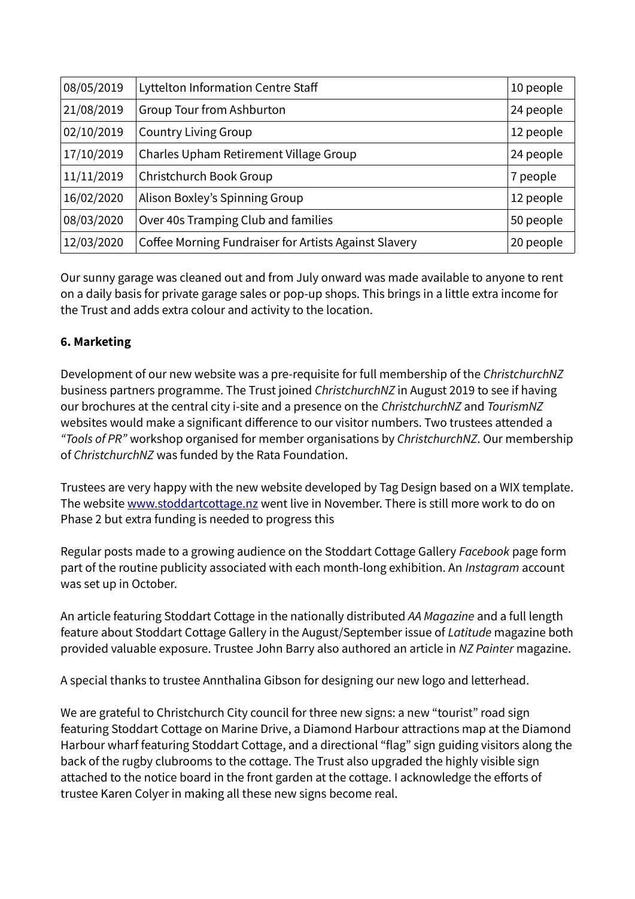| | | |
|---|---|---|
| 08/05/2019 | Lyttelton Information Centre Staff | 10 people |
| 21/08/2019 | Group Tour from Ashburton | 24 people |
| 02/10/2019 | Country Living Group | 12 people |
| 17/10/2019 | Charles Upham Retirement Village Group | 24 people |
| 11/11/2019 | Christchurch Book Group | 7 people |
| 16/02/2020 | Alison Boxley's Spinning Group | 12 people |
| 08/03/2020 | Over 40s Tramping Club and families | 50 people |
| 12/03/2020 | Coffee Morning Fundraiser for Artists Against Slavery | 20 people |

Our sunny garage was cleaned out and from July onward was made available to anyone to rent on a daily basis for private garage sales or pop-up shops. This brings in a little extra income for the Trust and adds extra colour and activity to the location.

**6. Marketing**

Development of our new website was a pre-requisite for full membership of the *ChristchurchNZ* business partners programme. The Trust joined *ChristchurchNZ* in August 2019 to see if having our brochures at the central city i-site and a presence on the *ChristchurchNZ* and *TourismNZ* websites would make a significant difference to our visitor numbers. Two trustees attended a *"Tools of PR"* workshop organised for member organisations by *ChristchurchNZ*. Our membership of *ChristchurchNZ* was funded by the Rata Foundation.

Trustees are very happy with the new website developed by Tag Design based on a WIX template. The website [www.stoddartcottage.nz](http://www.stoddartcottage.nz) went live in November. There is still more work to do on Phase 2 but extra funding is needed to progress this

Regular posts made to a growing audience on the Stoddart Cottage Gallery *Facebook* page form part of the routine publicity associated with each month-long exhibition. An *Instagram* account was set up in October.

An article featuring Stoddart Cottage in the nationally distributed *AA Magazine* and a full length feature about Stoddart Cottage Gallery in the August/September issue of *Latitude* magazine both provided valuable exposure. Trustee John Barry also authored an article in *NZ Painter* magazine.

A special thanks to trustee Annthalina Gibson for designing our new logo and letterhead.

We are grateful to Christchurch City council for three new signs: a new "tourist" road sign featuring Stoddart Cottage on Marine Drive, a Diamond Harbour attractions map at the Diamond Harbour wharf featuring Stoddart Cottage, and a directional "flag" sign guiding visitors along the back of the rugby clubrooms to the cottage. The Trust also upgraded the highly visible sign attached to the notice board in the front garden at the cottage. I acknowledge the efforts of trustee Karen Colyer in making all these new signs become real.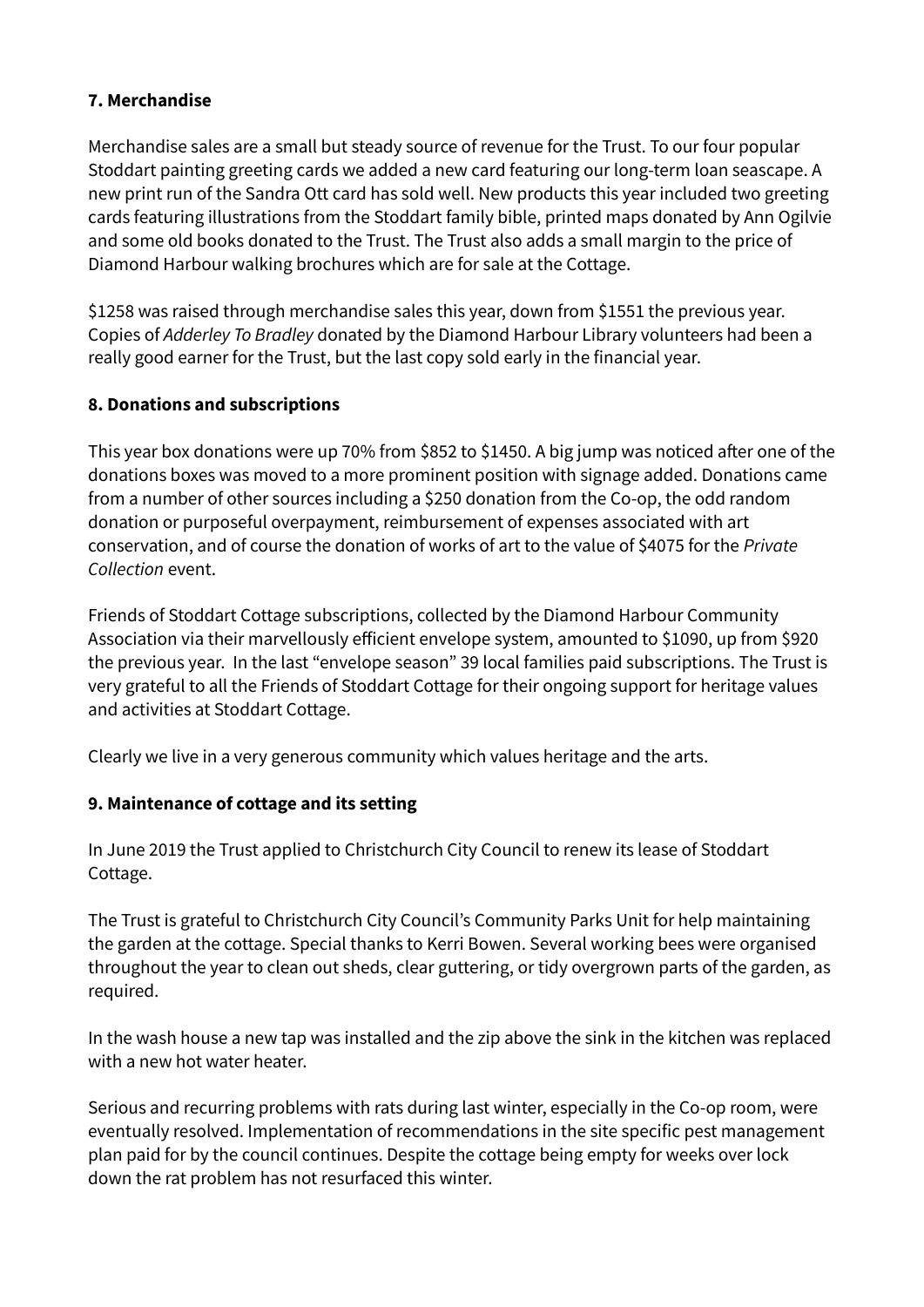**7. Merchandise**

Merchandise sales are a small but steady source of revenue for the Trust. To our four popular Stoddart painting greeting cards we added a new card featuring our long-term loan seascape. A new print run of the Sandra Ott card has sold well. New products this year included two greeting cards featuring illustrations from the Stoddart family bible, printed maps donated by Ann Ogilvie and some old books donated to the Trust. The Trust also adds a small margin to the price of Diamond Harbour walking brochures which are for sale at the Cottage.

$1258 was raised through merchandise sales this year, down from $1551 the previous year. Copies of *Adderley To Bradley* donated by the Diamond Harbour Library volunteers had been a really good earner for the Trust, but the last copy sold early in the financial year.

**8. Donations and subscriptions**

This year box donations were up 70% from $852 to $1450. A big jump was noticed after one of the donations boxes was moved to a more prominent position with signage added. Donations came from a number of other sources including a $250 donation from the Co-op, the odd random donation or purposeful overpayment, reimbursement of expenses associated with art conservation, and of course the donation of works of art to the value of $4075 for the *Private Collection* event.

Friends of Stoddart Cottage subscriptions, collected by the Diamond Harbour Community Association via their marvellously efficient envelope system, amounted to $1090, up from $920 the previous year. In the last "envelope season" 39 local families paid subscriptions. The Trust is very grateful to all the Friends of Stoddart Cottage for their ongoing support for heritage values and activities at Stoddart Cottage.

Clearly we live in a very generous community which values heritage and the arts.

**9. Maintenance of cottage and its setting**

In June 2019 the Trust applied to Christchurch City Council to renew its lease of Stoddart Cottage.

The Trust is grateful to Christchurch City Council's Community Parks Unit for help maintaining the garden at the cottage. Special thanks to Kerri Bowen. Several working bees were organised throughout the year to clean out sheds, clear guttering, or tidy overgrown parts of the garden, as required.

In the wash house a new tap was installed and the zip above the sink in the kitchen was replaced with a new hot water heater.

Serious and recurring problems with rats during last winter, especially in the Co-op room, were eventually resolved. Implementation of recommendations in the site specific pest management plan paid for by the council continues. Despite the cottage being empty for weeks over lock down the rat problem has not resurfaced this winter.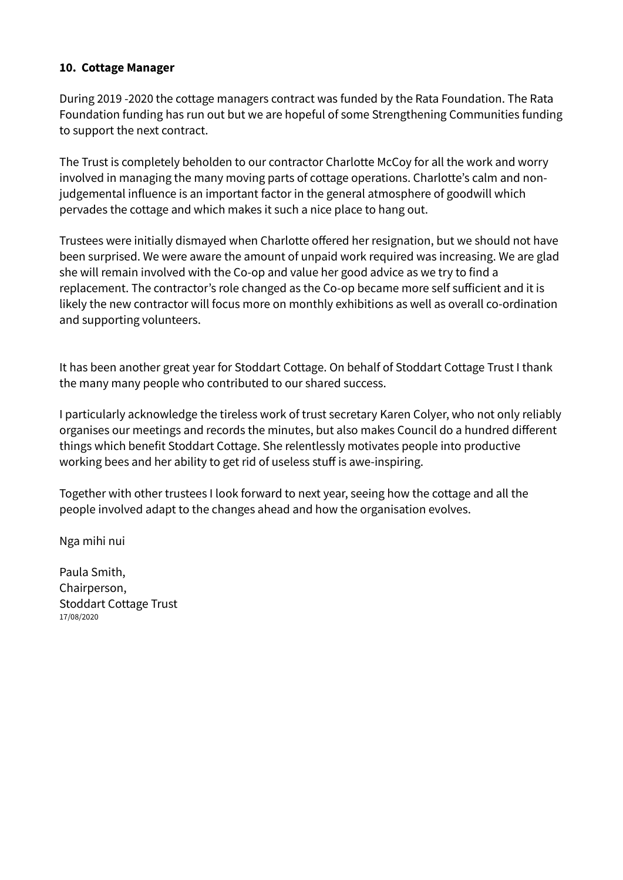**10. Cottage Manager**

During 2019 -2020 the cottage managers contract was funded by the Rata Foundation. The Rata Foundation funding has run out but we are hopeful of some Strengthening Communities funding to support the next contract.

The Trust is completely beholden to our contractor Charlotte McCoy for all the work and worry involved in managing the many moving parts of cottage operations. Charlotte's calm and non-judgemental influence is an important factor in the general atmosphere of goodwill which pervades the cottage and which makes it such a nice place to hang out.

Trustees were initially dismayed when Charlotte offered her resignation, but we should not have been surprised. We were aware the amount of unpaid work required was increasing. We are glad she will remain involved with the Co-op and value her good advice as we try to find a replacement. The contractor's role changed as the Co-op became more self sufficient and it is likely the new contractor will focus more on monthly exhibitions as well as overall co-ordination and supporting volunteers.

It has been another great year for Stoddart Cottage. On behalf of Stoddart Cottage Trust I thank the many many people who contributed to our shared success.

I particularly acknowledge the tireless work of trust secretary Karen Colyer, who not only reliably organises our meetings and records the minutes, but also makes Council do a hundred different things which benefit Stoddart Cottage. She relentlessly motivates people into productive working bees and her ability to get rid of useless stuff is awe-inspiring.

Together with other trustees I look forward to next year, seeing how the cottage and all the people involved adapt to the changes ahead and how the organisation evolves.

Nga mihi nui

Paula Smith,
Chairperson,
Stoddart Cottage Trust
17/08/2020